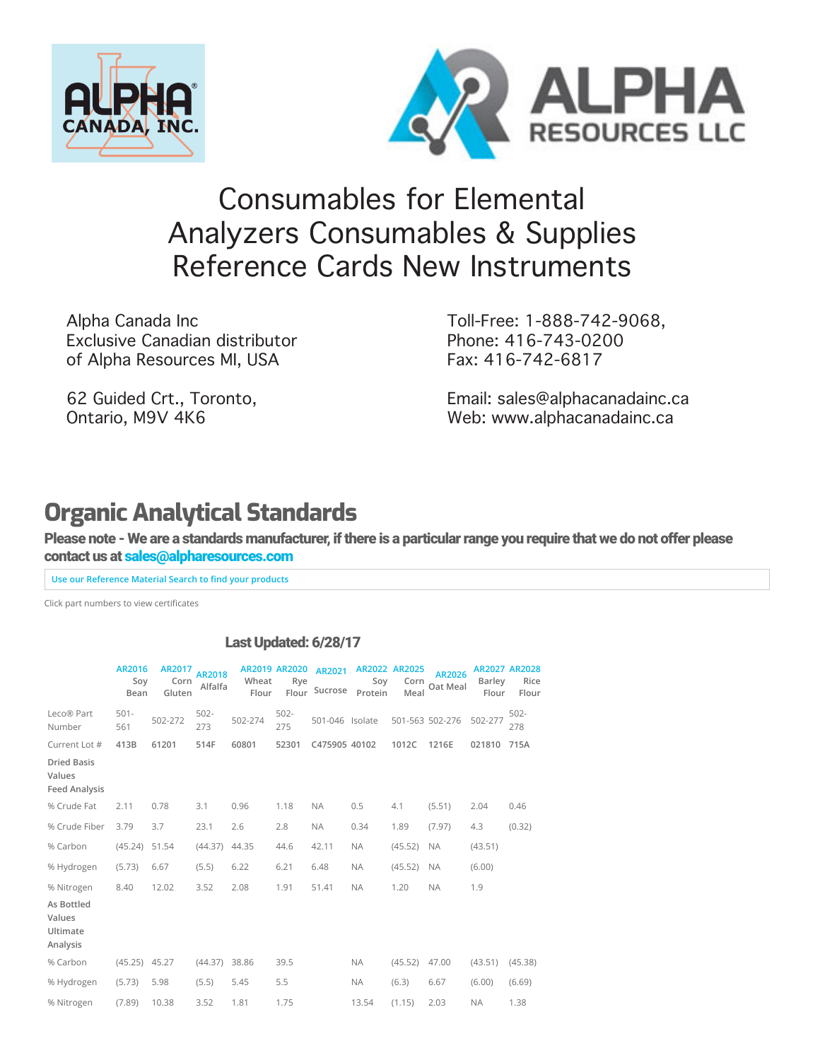# Consumables for Elemental Analyzers Consumables & Supplies Reference Cards New Instruments

Alpha Canada Inc
Exclusive Canadian distributor
of Alpha Resources MI, USA

62 Guided Crt., Toronto,
Ontario, M9V 4K6

Toll-Free: 1-888-742-9068,
Phone: 416-743-0200
Fax: 416-742-6817

Email: sales@alphacanadainc.ca
Web: www.alphacanadainc.ca

## Organic Analytical Standards

**Please note - We are a standards manufacturer, if there is a particular range you require that we do not offer please contact us at sales@alpharesources.com**

Use our Reference Material Search to find your products

Click part numbers to view certificates

### Last Updated: 6/28/17

| | AR2016 Soy Bean | AR2017 Corn Gluten | AR2018 Alfalfa | AR2019 Wheat Flour | AR2020 Rye Flour | AR2021 Sucrose | AR2022 Soy Protein | AR2025 Corn Meal | AR2026 Oat Meal | AR2027 Barley Flour | AR2028 Rice Flour |
|---|---|---|---|---|---|---|---|---|---|---|---|
| Leco® Part Number | 501-561 | 502-272 | 502-273 | 502-274 | 502-275 | 501-046 | Isolate | 501-563 | 502-276 | 502-277 | 502-278 |
| Current Lot # | 413B | 61201 | 514F | 60801 | 52301 | C475905 | 40102 | 1012C | 1216E | 021810 | 715A |
| Dried Basis Values Feed Analysis | | | | | | | | | | | |
| % Crude Fat | 2.11 | 0.78 | 3.1 | 0.96 | 1.18 | NA | 0.5 | 4.1 | (5.51) | 2.04 | 0.46 |
| % Crude Fiber | 3.79 | 3.7 | 23.1 | 2.6 | 2.8 | NA | 0.34 | 1.89 | (7.97) | 4.3 | (0.32) |
| % Carbon | (45.24) | 51.54 | (44.37) | 44.35 | 44.6 | 42.11 | NA | (45.52) | NA | (43.51) | |
| % Hydrogen | (5.73) | 6.67 | (5.5) | 6.22 | 6.21 | 6.48 | NA | (45.52) | NA | (6.00) | |
| % Nitrogen | 8.40 | 12.02 | 3.52 | 2.08 | 1.91 | 51.41 | NA | 1.20 | NA | 1.9 | |
| As Bottled Values Ultimate Analysis | | | | | | | | | | | |
| % Carbon | (45.25) | 45.27 | (44.37) | 38.86 | 39.5 | | NA | (45.52) | 47.00 | (43.51) | (45.38) |
| % Hydrogen | (5.73) | 5.98 | (5.5) | 5.45 | 5.5 | | NA | (6.3) | 6.67 | (6.00) | (6.69) |
| % Nitrogen | (7.89) | 10.38 | 3.52 | 1.81 | 1.75 | | 13.54 | (1.15) | 2.03 | NA | 1.38 |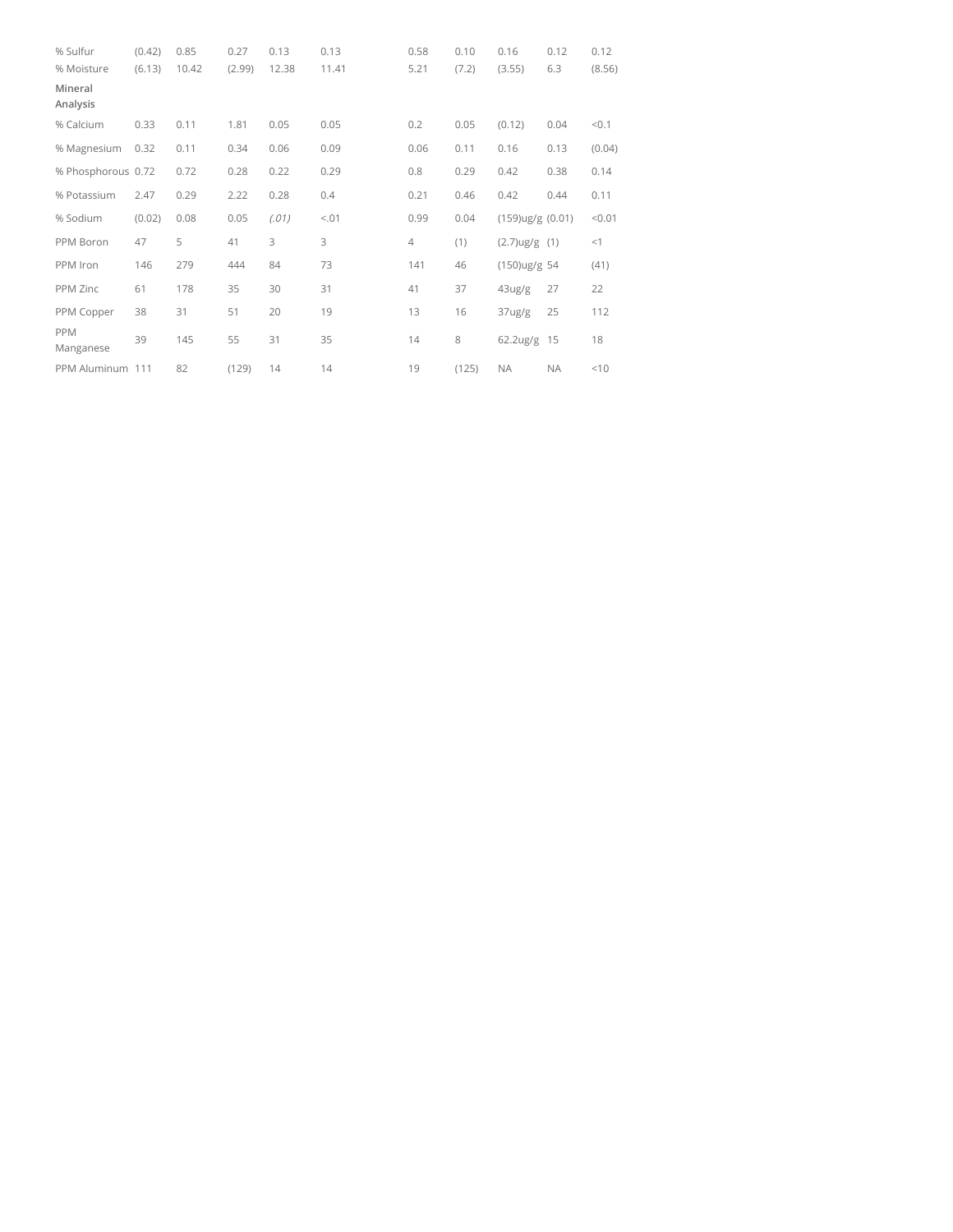| | | | | | | | | | | |
|---|---|---|---|---|---|---|---|---|---|---|
| % Sulfur | (0.42) | 0.85 | 0.27 | 0.13 | 0.13 | 0.58 | 0.10 | 0.16 | 0.12 | 0.12 |
| % Moisture | (6.13) | 10.42 | (2.99) | 12.38 | 11.41 | 5.21 | (7.2) | (3.55) | 6.3 | (8.56) |
| **Mineral Analysis** | | | | | | | | | | |
| % Calcium | 0.33 | 0.11 | 1.81 | 0.05 | 0.05 | 0.2 | 0.05 | (0.12) | 0.04 | <0.1 |
| % Magnesium | 0.32 | 0.11 | 0.34 | 0.06 | 0.09 | 0.06 | 0.11 | 0.16 | 0.13 | (0.04) |
| % Phosphorous | 0.72 | 0.72 | 0.28 | 0.22 | 0.29 | 0.8 | 0.29 | 0.42 | 0.38 | 0.14 |
| % Potassium | 2.47 | 0.29 | 2.22 | 0.28 | 0.4 | 0.21 | 0.46 | 0.42 | 0.44 | 0.11 |
| % Sodium | (0.02) | 0.08 | 0.05 | *(.01)* | <.01 | 0.99 | 0.04 | (159)ug/g | (0.01) | <0.01 |
| PPM Boron | 47 | 5 | 41 | 3 | 3 | 4 | (1) | (2.7)ug/g | (1) | <1 |
| PPM Iron | 146 | 279 | 444 | 84 | 73 | 141 | 46 | (150)ug/g | 54 | (41) |
| PPM Zinc | 61 | 178 | 35 | 30 | 31 | 41 | 37 | 43ug/g | 27 | 22 |
| PPM Copper | 38 | 31 | 51 | 20 | 19 | 13 | 16 | 37ug/g | 25 | 112 |
| PPM Manganese | 39 | 145 | 55 | 31 | 35 | 14 | 8 | 62.2ug/g | 15 | 18 |
| PPM Aluminum | 111 | 82 | (129) | 14 | 14 | 19 | (125) | NA | NA | <10 |